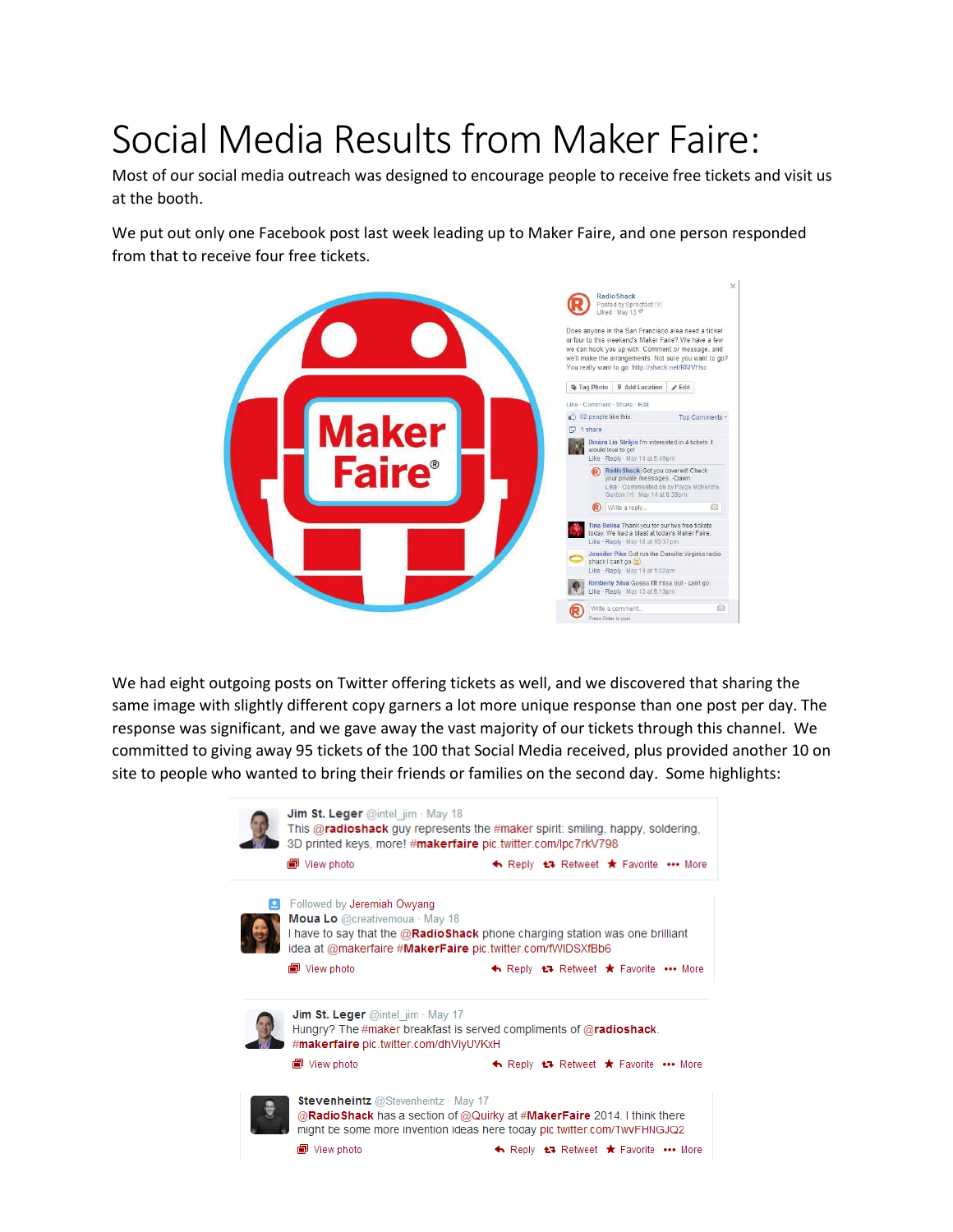# Social Media Results from Maker Faire:

Most of our social media outreach was designed to encourage people to receive free tickets and visit us at the booth.

We put out only one Facebook post last week leading up to Maker Faire, and one person responded from that to receive four free tickets.

We had eight outgoing posts on Twitter offering tickets as well, and we discovered that sharing the same image with slightly different copy garners a lot more unique response than one post per day. The response was significant, and we gave away the vast majority of our tickets through this channel. We committed to giving away 95 tickets of the 100 that Social Media received, plus provided another 10 on site to people who wanted to bring their friends or families on the second day. Some highlights: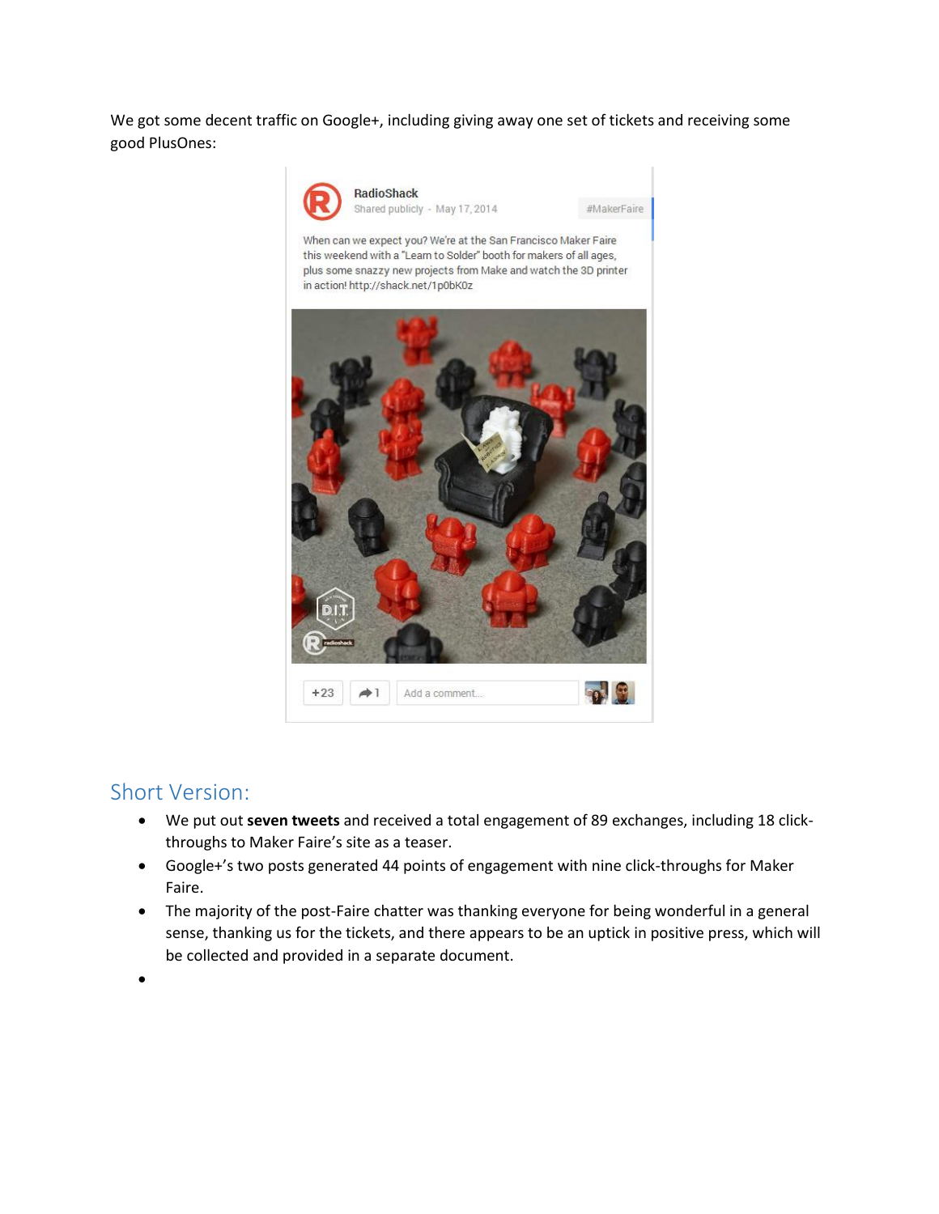We got some decent traffic on Google+, including giving away one set of tickets and receiving some good PlusOnes:

## Short Version:

- We put out **seven tweets** and received a total engagement of 89 exchanges, including 18 click-throughs to Maker Faire's site as a teaser.
- Google+'s two posts generated 44 points of engagement with nine click-throughs for Maker Faire.
- The majority of the post-Faire chatter was thanking everyone for being wonderful in a general sense, thanking us for the tickets, and there appears to be an uptick in positive press, which will be collected and provided in a separate document.
-